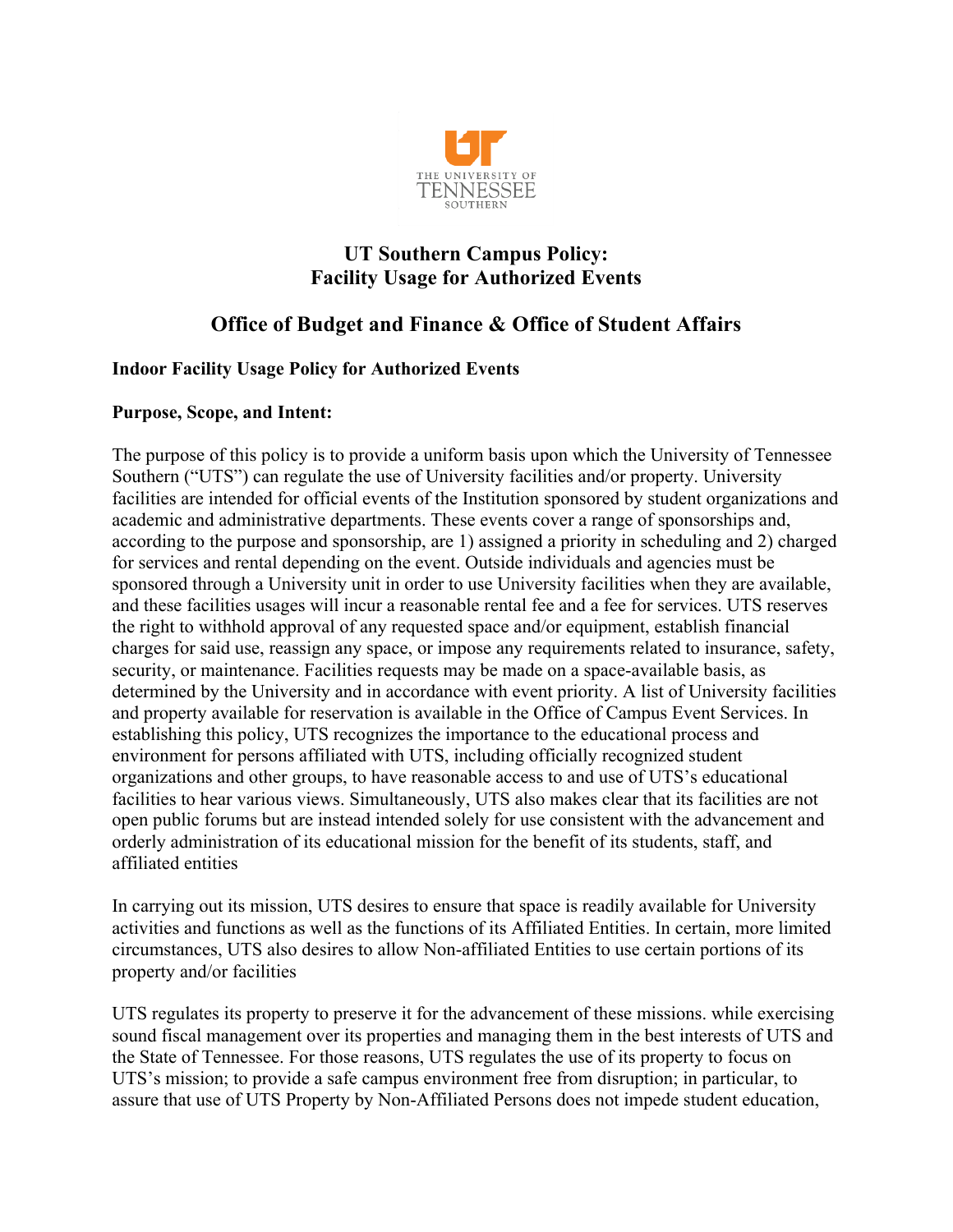# UT Southern Campus Policy: Facility Usage for Authorized Events

## Office of Budget and Finance & Office of Student Affairs

**Indoor Facility Usage Policy for Authorized Events**

**Purpose, Scope, and Intent:**

The purpose of this policy is to provide a uniform basis upon which the University of Tennessee Southern ("UTS") can regulate the use of University facilities and/or property. University facilities are intended for official events of the Institution sponsored by student organizations and academic and administrative departments. These events cover a range of sponsorships and, according to the purpose and sponsorship, are 1) assigned a priority in scheduling and 2) charged for services and rental depending on the event. Outside individuals and agencies must be sponsored through a University unit in order to use University facilities when they are available, and these facilities usages will incur a reasonable rental fee and a fee for services. UTS reserves the right to withhold approval of any requested space and/or equipment, establish financial charges for said use, reassign any space, or impose any requirements related to insurance, safety, security, or maintenance. Facilities requests may be made on a space-available basis, as determined by the University and in accordance with event priority. A list of University facilities and property available for reservation is available in the Office of Campus Event Services. In establishing this policy, UTS recognizes the importance to the educational process and environment for persons affiliated with UTS, including officially recognized student organizations and other groups, to have reasonable access to and use of UTS's educational facilities to hear various views. Simultaneously, UTS also makes clear that its facilities are not open public forums but are instead intended solely for use consistent with the advancement and orderly administration of its educational mission for the benefit of its students, staff, and affiliated entities

In carrying out its mission, UTS desires to ensure that space is readily available for University activities and functions as well as the functions of its Affiliated Entities. In certain, more limited circumstances, UTS also desires to allow Non-affiliated Entities to use certain portions of its property and/or facilities

UTS regulates its property to preserve it for the advancement of these missions. while exercising sound fiscal management over its properties and managing them in the best interests of UTS and the State of Tennessee. For those reasons, UTS regulates the use of its property to focus on UTS's mission; to provide a safe campus environment free from disruption; in particular, to assure that use of UTS Property by Non-Affiliated Persons does not impede student education,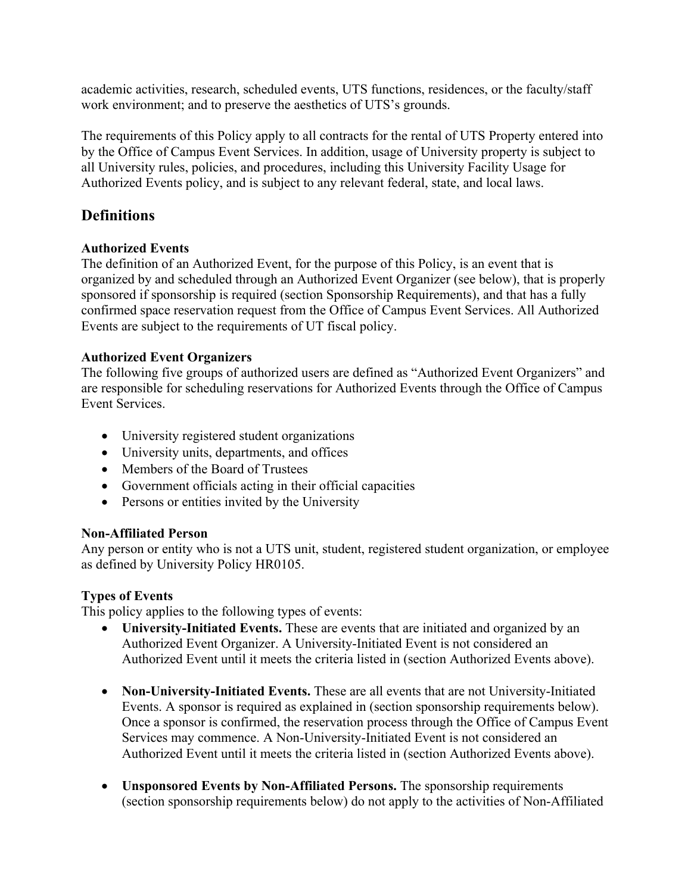academic activities, research, scheduled events, UTS functions, residences, or the faculty/staff work environment; and to preserve the aesthetics of UTS's grounds.

The requirements of this Policy apply to all contracts for the rental of UTS Property entered into by the Office of Campus Event Services. In addition, usage of University property is subject to all University rules, policies, and procedures, including this University Facility Usage for Authorized Events policy, and is subject to any relevant federal, state, and local laws.

## Definitions

**Authorized Events**
The definition of an Authorized Event, for the purpose of this Policy, is an event that is organized by and scheduled through an Authorized Event Organizer (see below), that is properly sponsored if sponsorship is required (section Sponsorship Requirements), and that has a fully confirmed space reservation request from the Office of Campus Event Services. All Authorized Events are subject to the requirements of UT fiscal policy.

**Authorized Event Organizers**
The following five groups of authorized users are defined as "Authorized Event Organizers" and are responsible for scheduling reservations for Authorized Events through the Office of Campus Event Services.

- University registered student organizations
- University units, departments, and offices
- Members of the Board of Trustees
- Government officials acting in their official capacities
- Persons or entities invited by the University

**Non-Affiliated Person**
Any person or entity who is not a UTS unit, student, registered student organization, or employee as defined by University Policy HR0105.

**Types of Events**
This policy applies to the following types of events:

- **University-Initiated Events.** These are events that are initiated and organized by an Authorized Event Organizer. A University-Initiated Event is not considered an Authorized Event until it meets the criteria listed in (section Authorized Events above).

- **Non-University-Initiated Events.** These are all events that are not University-Initiated Events. A sponsor is required as explained in (section sponsorship requirements below). Once a sponsor is confirmed, the reservation process through the Office of Campus Event Services may commence. A Non-University-Initiated Event is not considered an Authorized Event until it meets the criteria listed in (section Authorized Events above).

- **Unsponsored Events by Non-Affiliated Persons.** The sponsorship requirements (section sponsorship requirements below) do not apply to the activities of Non-Affiliated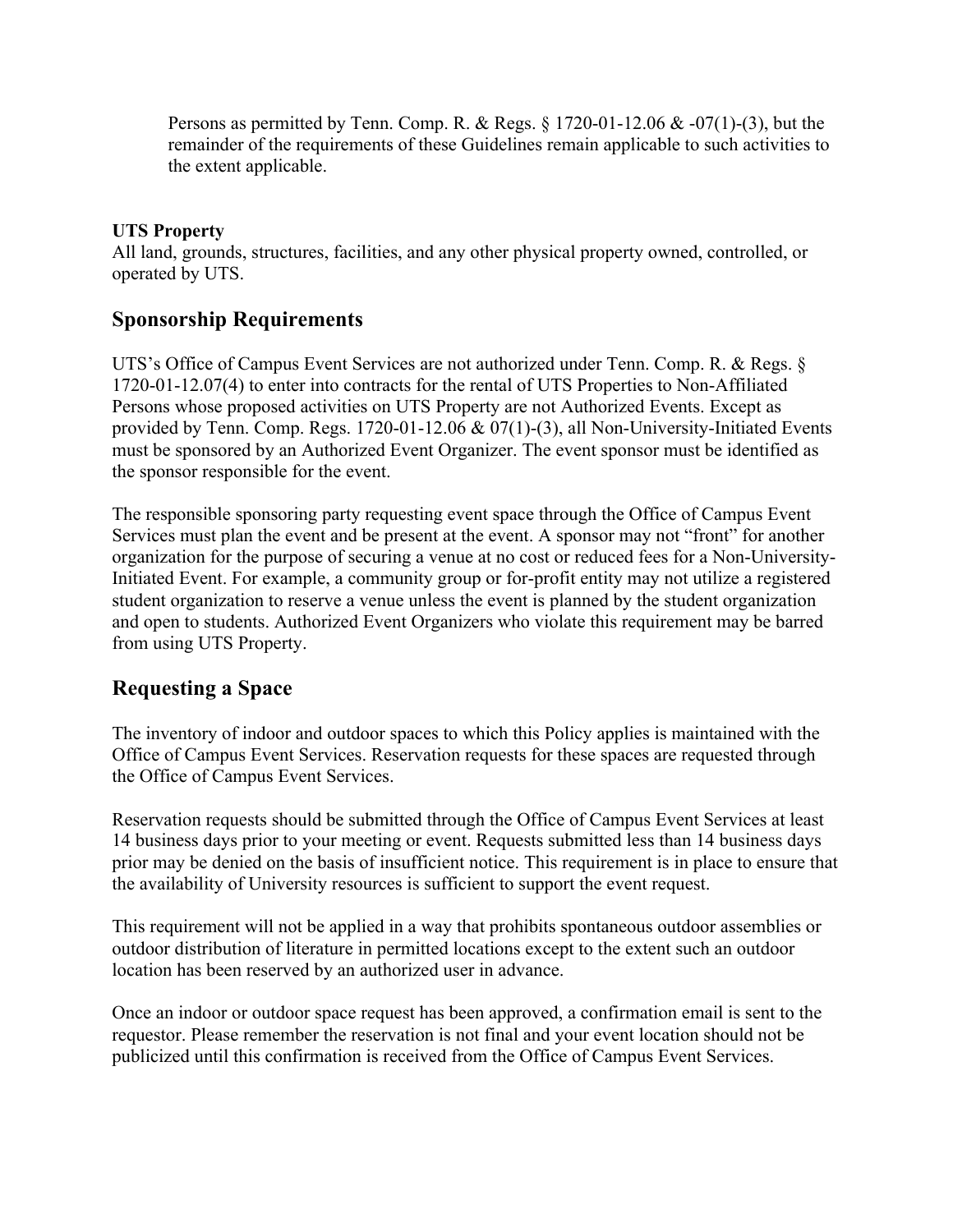Persons as permitted by Tenn. Comp. R. & Regs. § 1720-01-12.06 & -07(1)-(3), but the remainder of the requirements of these Guidelines remain applicable to such activities to the extent applicable.

**UTS Property**
All land, grounds, structures, facilities, and any other physical property owned, controlled, or operated by UTS.

## Sponsorship Requirements

UTS's Office of Campus Event Services are not authorized under Tenn. Comp. R. & Regs. § 1720-01-12.07(4) to enter into contracts for the rental of UTS Properties to Non-Affiliated Persons whose proposed activities on UTS Property are not Authorized Events. Except as provided by Tenn. Comp. Regs. 1720-01-12.06 & 07(1)-(3), all Non-University-Initiated Events must be sponsored by an Authorized Event Organizer. The event sponsor must be identified as the sponsor responsible for the event.

The responsible sponsoring party requesting event space through the Office of Campus Event Services must plan the event and be present at the event. A sponsor may not "front" for another organization for the purpose of securing a venue at no cost or reduced fees for a Non-University-Initiated Event. For example, a community group or for-profit entity may not utilize a registered student organization to reserve a venue unless the event is planned by the student organization and open to students. Authorized Event Organizers who violate this requirement may be barred from using UTS Property.

## Requesting a Space

The inventory of indoor and outdoor spaces to which this Policy applies is maintained with the Office of Campus Event Services. Reservation requests for these spaces are requested through the Office of Campus Event Services.

Reservation requests should be submitted through the Office of Campus Event Services at least 14 business days prior to your meeting or event. Requests submitted less than 14 business days prior may be denied on the basis of insufficient notice. This requirement is in place to ensure that the availability of University resources is sufficient to support the event request.

This requirement will not be applied in a way that prohibits spontaneous outdoor assemblies or outdoor distribution of literature in permitted locations except to the extent such an outdoor location has been reserved by an authorized user in advance.

Once an indoor or outdoor space request has been approved, a confirmation email is sent to the requestor. Please remember the reservation is not final and your event location should not be publicized until this confirmation is received from the Office of Campus Event Services.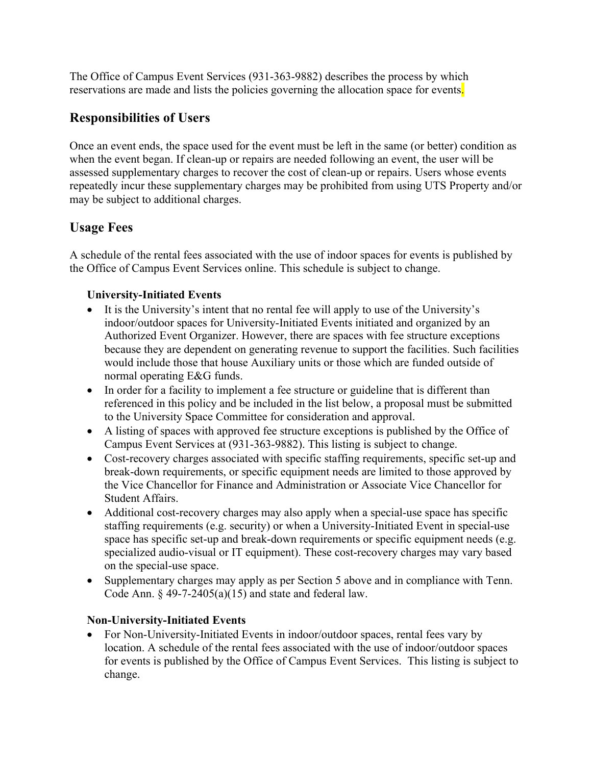The Office of Campus Event Services (931-363-9882) describes the process by which reservations are made and lists the policies governing the allocation space for events.

## Responsibilities of Users

Once an event ends, the space used for the event must be left in the same (or better) condition as when the event began. If clean-up or repairs are needed following an event, the user will be assessed supplementary charges to recover the cost of clean-up or repairs. Users whose events repeatedly incur these supplementary charges may be prohibited from using UTS Property and/or may be subject to additional charges.

## Usage Fees

A schedule of the rental fees associated with the use of indoor spaces for events is published by the Office of Campus Event Services online. This schedule is subject to change.

**University-Initiated Events**

- It is the University's intent that no rental fee will apply to use of the University's indoor/outdoor spaces for University-Initiated Events initiated and organized by an Authorized Event Organizer. However, there are spaces with fee structure exceptions because they are dependent on generating revenue to support the facilities. Such facilities would include those that house Auxiliary units or those which are funded outside of normal operating E&G funds.
- In order for a facility to implement a fee structure or guideline that is different than referenced in this policy and be included in the list below, a proposal must be submitted to the University Space Committee for consideration and approval.
- A listing of spaces with approved fee structure exceptions is published by the Office of Campus Event Services at (931-363-9882). This listing is subject to change.
- Cost-recovery charges associated with specific staffing requirements, specific set-up and break-down requirements, or specific equipment needs are limited to those approved by the Vice Chancellor for Finance and Administration or Associate Vice Chancellor for Student Affairs.
- Additional cost-recovery charges may also apply when a special-use space has specific staffing requirements (e.g. security) or when a University-Initiated Event in special-use space has specific set-up and break-down requirements or specific equipment needs (e.g. specialized audio-visual or IT equipment). These cost-recovery charges may vary based on the special-use space.
- Supplementary charges may apply as per Section 5 above and in compliance with Tenn. Code Ann. § 49-7-2405(a)(15) and state and federal law.

**Non-University-Initiated Events**

- For Non-University-Initiated Events in indoor/outdoor spaces, rental fees vary by location. A schedule of the rental fees associated with the use of indoor/outdoor spaces for events is published by the Office of Campus Event Services. This listing is subject to change.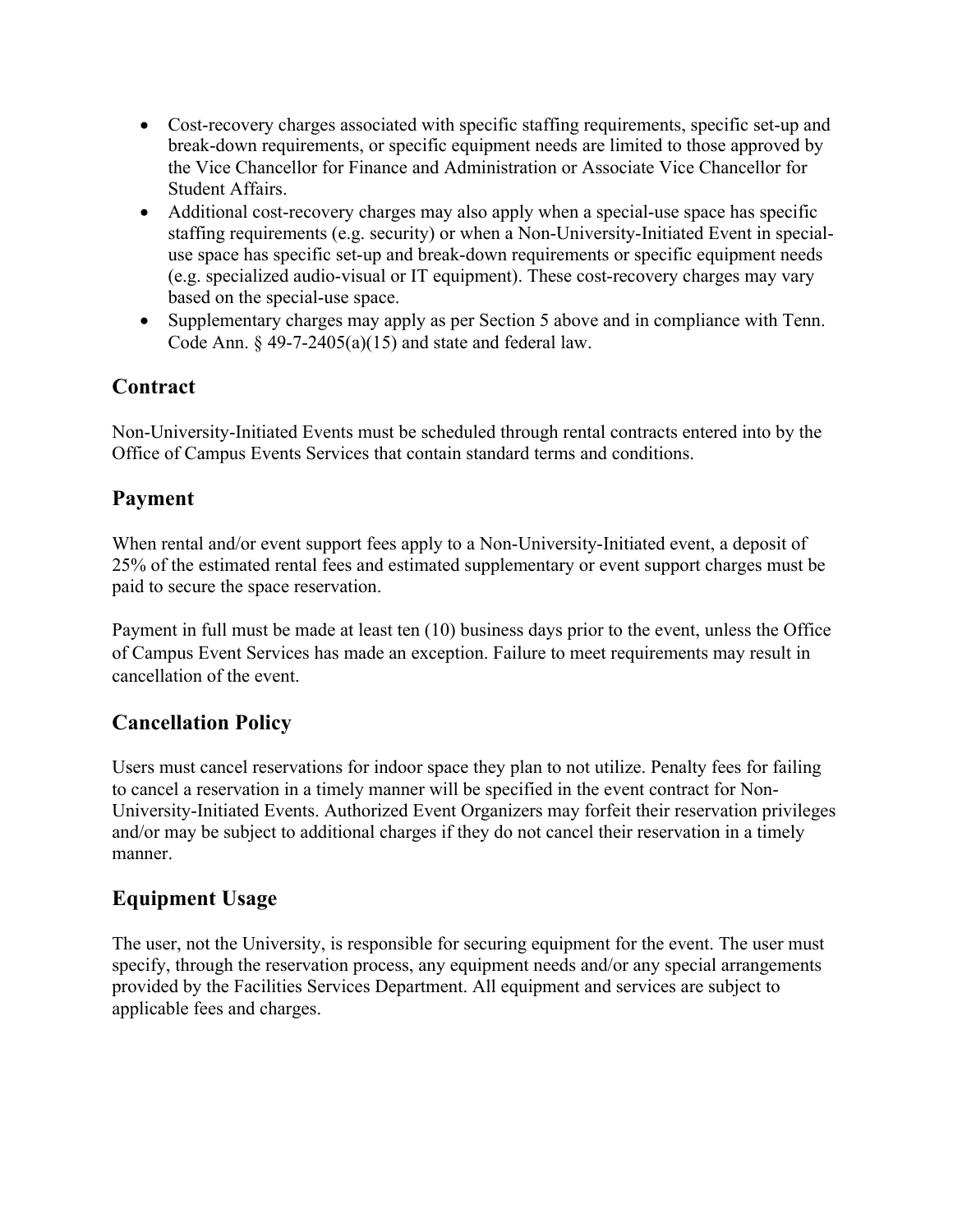- Cost-recovery charges associated with specific staffing requirements, specific set-up and break-down requirements, or specific equipment needs are limited to those approved by the Vice Chancellor for Finance and Administration or Associate Vice Chancellor for Student Affairs.
- Additional cost-recovery charges may also apply when a special-use space has specific staffing requirements (e.g. security) or when a Non-University-Initiated Event in special-use space has specific set-up and break-down requirements or specific equipment needs (e.g. specialized audio-visual or IT equipment). These cost-recovery charges may vary based on the special-use space.
- Supplementary charges may apply as per Section 5 above and in compliance with Tenn. Code Ann. § 49-7-2405(a)(15) and state and federal law.

## Contract

Non-University-Initiated Events must be scheduled through rental contracts entered into by the Office of Campus Events Services that contain standard terms and conditions.

## Payment

When rental and/or event support fees apply to a Non-University-Initiated event, a deposit of 25% of the estimated rental fees and estimated supplementary or event support charges must be paid to secure the space reservation.

Payment in full must be made at least ten (10) business days prior to the event, unless the Office of Campus Event Services has made an exception. Failure to meet requirements may result in cancellation of the event.

## Cancellation Policy

Users must cancel reservations for indoor space they plan to not utilize. Penalty fees for failing to cancel a reservation in a timely manner will be specified in the event contract for Non-University-Initiated Events. Authorized Event Organizers may forfeit their reservation privileges and/or may be subject to additional charges if they do not cancel their reservation in a timely manner.

## Equipment Usage

The user, not the University, is responsible for securing equipment for the event. The user must specify, through the reservation process, any equipment needs and/or any special arrangements provided by the Facilities Services Department. All equipment and services are subject to applicable fees and charges.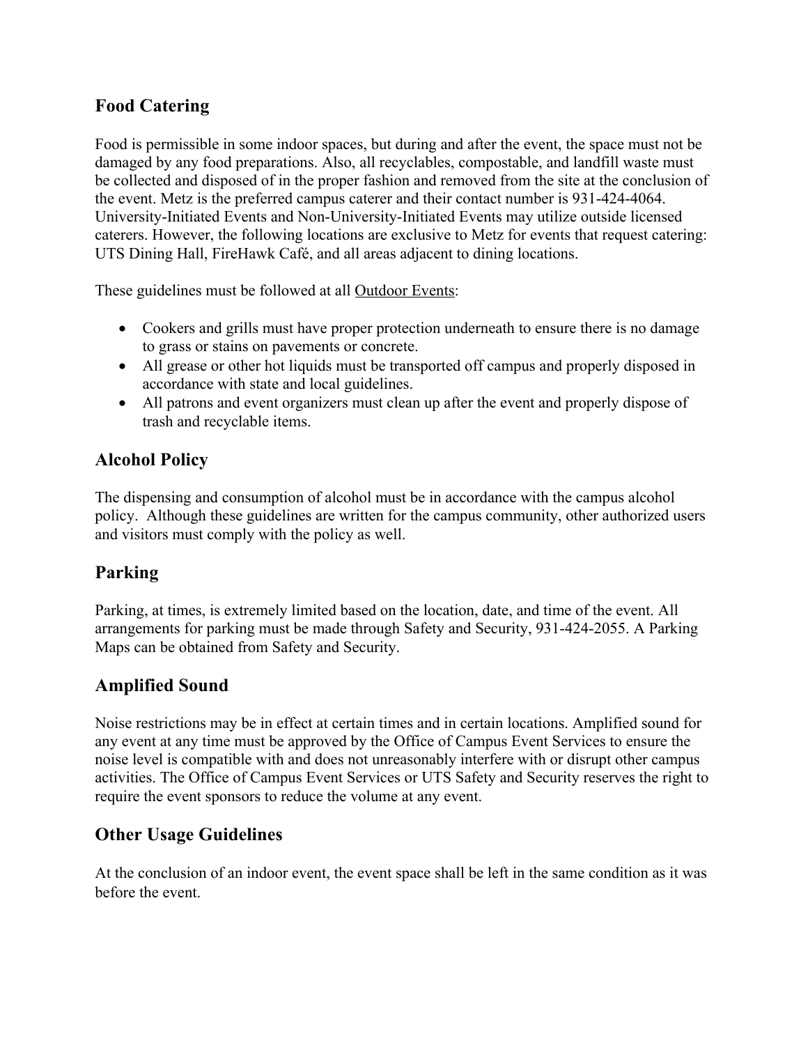## Food Catering

Food is permissible in some indoor spaces, but during and after the event, the space must not be damaged by any food preparations. Also, all recyclables, compostable, and landfill waste must be collected and disposed of in the proper fashion and removed from the site at the conclusion of the event. Metz is the preferred campus caterer and their contact number is 931-424-4064. University-Initiated Events and Non-University-Initiated Events may utilize outside licensed caterers. However, the following locations are exclusive to Metz for events that request catering: UTS Dining Hall, FireHawk Café, and all areas adjacent to dining locations.

These guidelines must be followed at all Outdoor Events:

- Cookers and grills must have proper protection underneath to ensure there is no damage to grass or stains on pavements or concrete.
- All grease or other hot liquids must be transported off campus and properly disposed in accordance with state and local guidelines.
- All patrons and event organizers must clean up after the event and properly dispose of trash and recyclable items.

## Alcohol Policy

The dispensing and consumption of alcohol must be in accordance with the campus alcohol policy. Although these guidelines are written for the campus community, other authorized users and visitors must comply with the policy as well.

## Parking

Parking, at times, is extremely limited based on the location, date, and time of the event. All arrangements for parking must be made through Safety and Security, 931-424-2055. A Parking Maps can be obtained from Safety and Security.

## Amplified Sound

Noise restrictions may be in effect at certain times and in certain locations. Amplified sound for any event at any time must be approved by the Office of Campus Event Services to ensure the noise level is compatible with and does not unreasonably interfere with or disrupt other campus activities. The Office of Campus Event Services or UTS Safety and Security reserves the right to require the event sponsors to reduce the volume at any event.

## Other Usage Guidelines

At the conclusion of an indoor event, the event space shall be left in the same condition as it was before the event.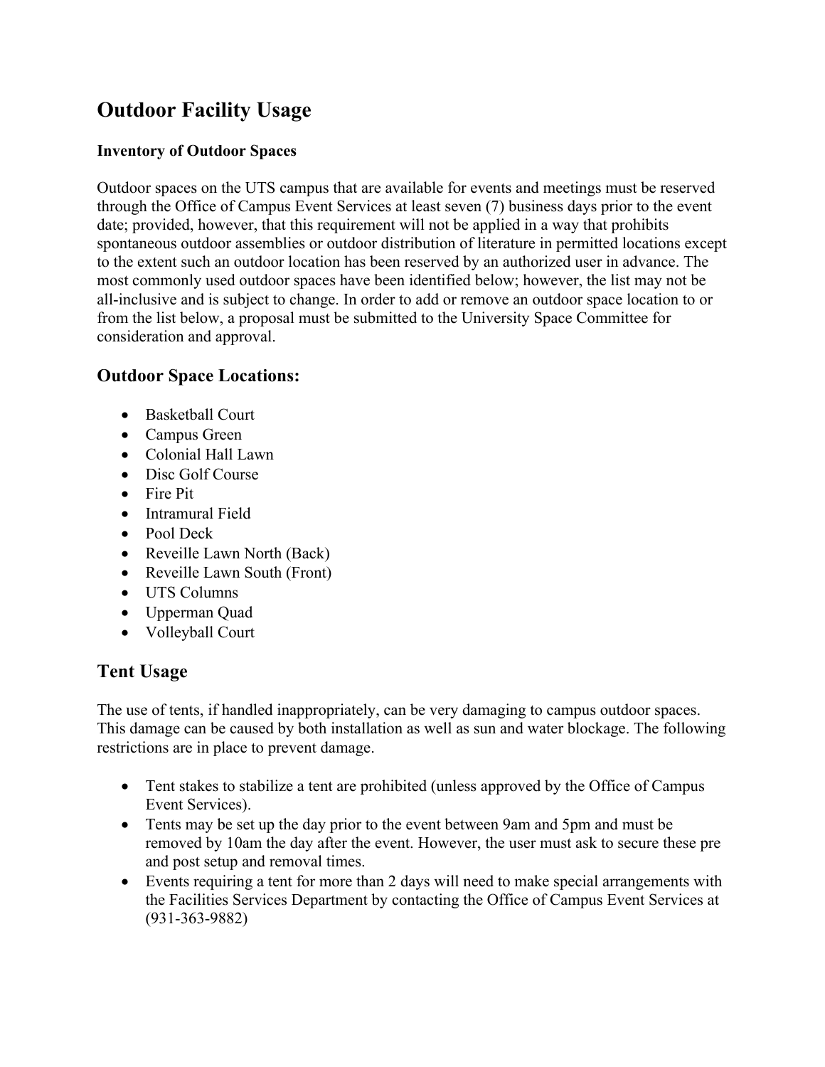# Outdoor Facility Usage

### Inventory of Outdoor Spaces

Outdoor spaces on the UTS campus that are available for events and meetings must be reserved through the Office of Campus Event Services at least seven (7) business days prior to the event date; provided, however, that this requirement will not be applied in a way that prohibits spontaneous outdoor assemblies or outdoor distribution of literature in permitted locations except to the extent such an outdoor location has been reserved by an authorized user in advance. The most commonly used outdoor spaces have been identified below; however, the list may not be all-inclusive and is subject to change. In order to add or remove an outdoor space location to or from the list below, a proposal must be submitted to the University Space Committee for consideration and approval.

## Outdoor Space Locations:

- Basketball Court
- Campus Green
- Colonial Hall Lawn
- Disc Golf Course
- Fire Pit
- Intramural Field
- Pool Deck
- Reveille Lawn North (Back)
- Reveille Lawn South (Front)
- UTS Columns
- Upperman Quad
- Volleyball Court

## Tent Usage

The use of tents, if handled inappropriately, can be very damaging to campus outdoor spaces. This damage can be caused by both installation as well as sun and water blockage. The following restrictions are in place to prevent damage.

- Tent stakes to stabilize a tent are prohibited (unless approved by the Office of Campus Event Services).
- Tents may be set up the day prior to the event between 9am and 5pm and must be removed by 10am the day after the event. However, the user must ask to secure these pre and post setup and removal times.
- Events requiring a tent for more than 2 days will need to make special arrangements with the Facilities Services Department by contacting the Office of Campus Event Services at (931-363-9882)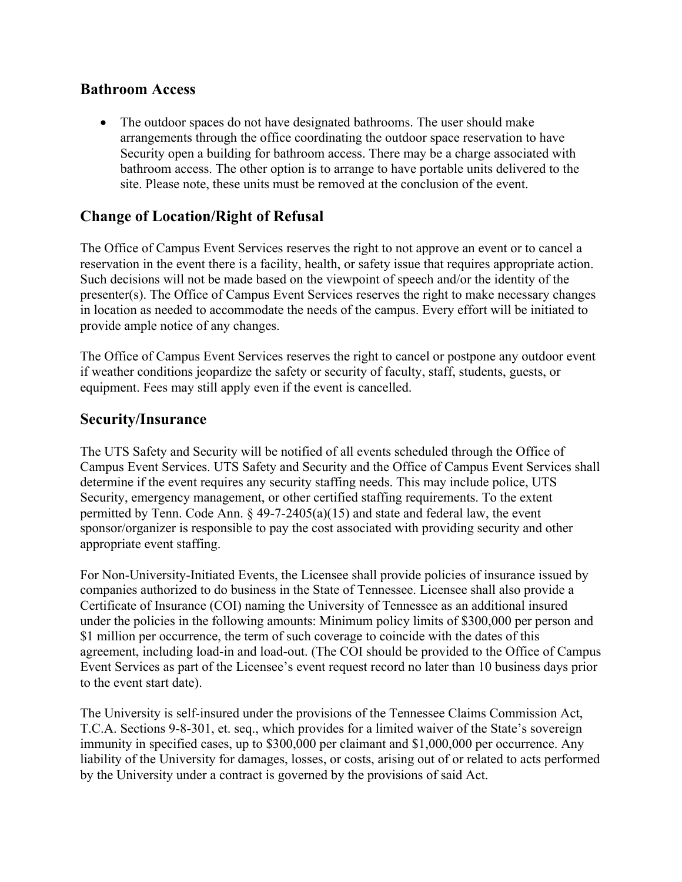## Bathroom Access

- The outdoor spaces do not have designated bathrooms. The user should make arrangements through the office coordinating the outdoor space reservation to have Security open a building for bathroom access. There may be a charge associated with bathroom access. The other option is to arrange to have portable units delivered to the site. Please note, these units must be removed at the conclusion of the event.

## Change of Location/Right of Refusal

The Office of Campus Event Services reserves the right to not approve an event or to cancel a reservation in the event there is a facility, health, or safety issue that requires appropriate action. Such decisions will not be made based on the viewpoint of speech and/or the identity of the presenter(s). The Office of Campus Event Services reserves the right to make necessary changes in location as needed to accommodate the needs of the campus. Every effort will be initiated to provide ample notice of any changes.

The Office of Campus Event Services reserves the right to cancel or postpone any outdoor event if weather conditions jeopardize the safety or security of faculty, staff, students, guests, or equipment. Fees may still apply even if the event is cancelled.

## Security/Insurance

The UTS Safety and Security will be notified of all events scheduled through the Office of Campus Event Services. UTS Safety and Security and the Office of Campus Event Services shall determine if the event requires any security staffing needs. This may include police, UTS Security, emergency management, or other certified staffing requirements. To the extent permitted by Tenn. Code Ann. § 49-7-2405(a)(15) and state and federal law, the event sponsor/organizer is responsible to pay the cost associated with providing security and other appropriate event staffing.

For Non-University-Initiated Events, the Licensee shall provide policies of insurance issued by companies authorized to do business in the State of Tennessee. Licensee shall also provide a Certificate of Insurance (COI) naming the University of Tennessee as an additional insured under the policies in the following amounts: Minimum policy limits of $300,000 per person and $1 million per occurrence, the term of such coverage to coincide with the dates of this agreement, including load-in and load-out. (The COI should be provided to the Office of Campus Event Services as part of the Licensee's event request record no later than 10 business days prior to the event start date).

The University is self-insured under the provisions of the Tennessee Claims Commission Act, T.C.A. Sections 9-8-301, et. seq., which provides for a limited waiver of the State's sovereign immunity in specified cases, up to $300,000 per claimant and $1,000,000 per occurrence. Any liability of the University for damages, losses, or costs, arising out of or related to acts performed by the University under a contract is governed by the provisions of said Act.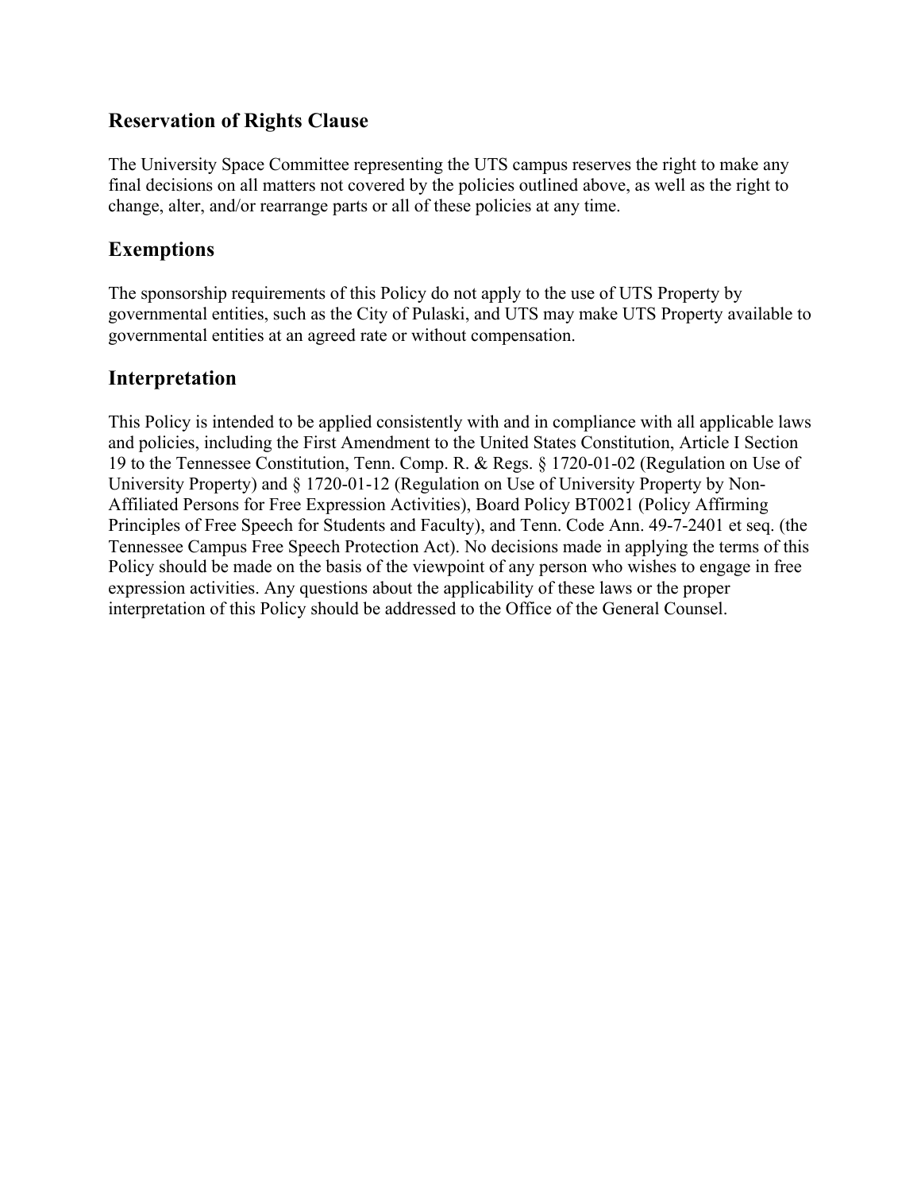## Reservation of Rights Clause

The University Space Committee representing the UTS campus reserves the right to make any final decisions on all matters not covered by the policies outlined above, as well as the right to change, alter, and/or rearrange parts or all of these policies at any time.

## Exemptions

The sponsorship requirements of this Policy do not apply to the use of UTS Property by governmental entities, such as the City of Pulaski, and UTS may make UTS Property available to governmental entities at an agreed rate or without compensation.

## Interpretation

This Policy is intended to be applied consistently with and in compliance with all applicable laws and policies, including the First Amendment to the United States Constitution, Article I Section 19 to the Tennessee Constitution, Tenn. Comp. R. & Regs. § 1720-01-02 (Regulation on Use of University Property) and § 1720-01-12 (Regulation on Use of University Property by Non-Affiliated Persons for Free Expression Activities), Board Policy BT0021 (Policy Affirming Principles of Free Speech for Students and Faculty), and Tenn. Code Ann. 49-7-2401 et seq. (the Tennessee Campus Free Speech Protection Act). No decisions made in applying the terms of this Policy should be made on the basis of the viewpoint of any person who wishes to engage in free expression activities. Any questions about the applicability of these laws or the proper interpretation of this Policy should be addressed to the Office of the General Counsel.